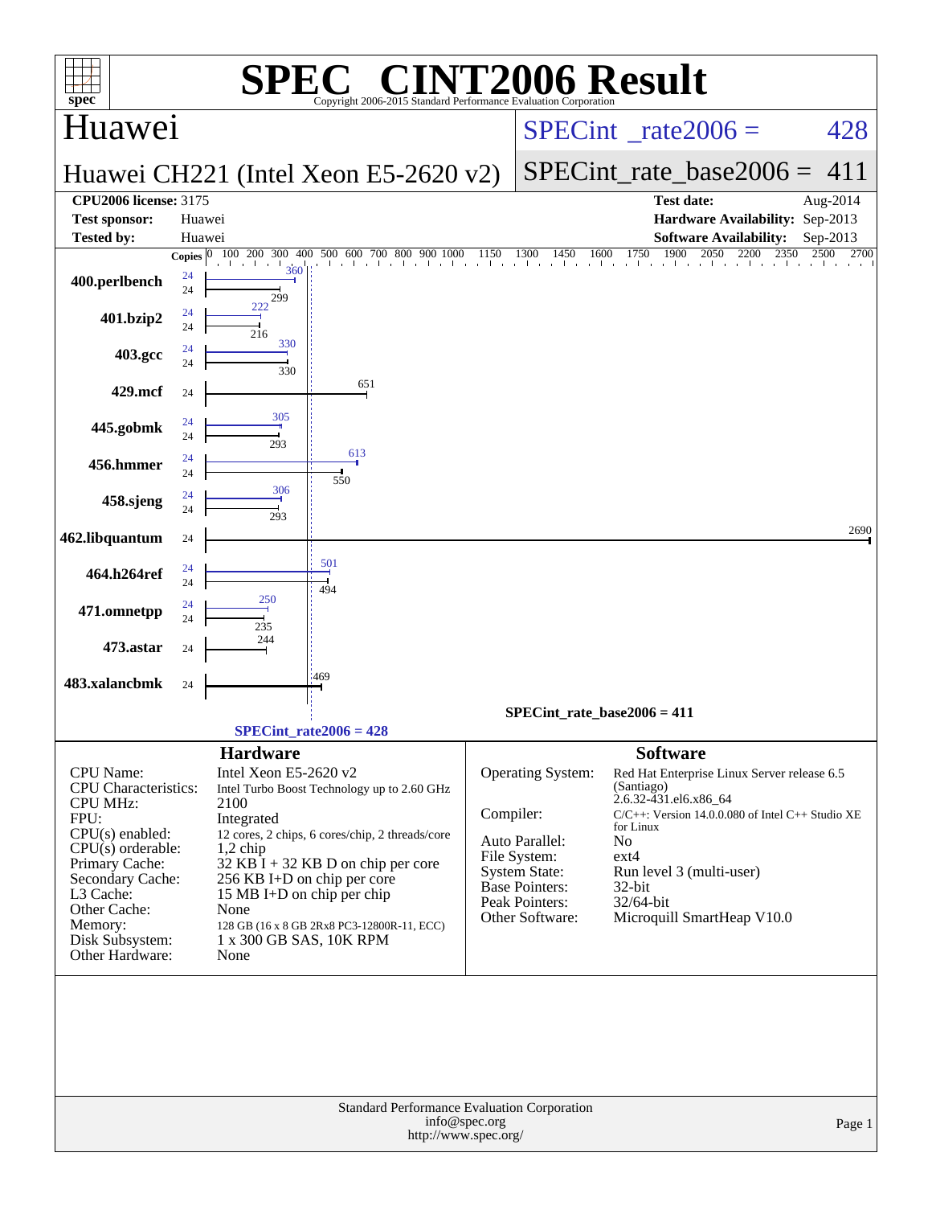# SPEC CINT2006 Result

Copyright 2006-2015 Standard Performance Evaluation Corporation

## Huawei

**Huawei CH221 (Intel Xeon E5-2620 v2)**

SPECint_rate2006 = 428

SPECint_rate_base2006 = 411

| | | | |
|---|---|---|---|
| **CPU2006 license:** 3175 | | **Test date:** | Aug-2014 |
| **Test sponsor:** | Huawei | **Hardware Availability:** | Sep-2013 |
| **Tested by:** | Huawei | **Software Availability:** | Sep-2013 |

| Benchmark | Copies | Peak | Base |
|---|---|---|---|
| 400.perlbench | 24 | 360 | 299 |
| 401.bzip2 | 24 | 222 | 216 |
| 403.gcc | 24 | 330 | 330 |
| 429.mcf | 24 | | 651 |
| 445.gobmk | 24 | 305 | 293 |
| 456.hmmer | 24 | 613 | 550 |
| 458.sjeng | 24 | 306 | 293 |
| 462.libquantum | 24 | | 2690 |
| 464.h264ref | 24 | 501 | 494 |
| 471.omnetpp | 24 | 250 | 235 |
| 473.astar | 24 | | 244 |
| 483.xalancbmk | 24 | | 469 |

SPECint_rate_base2006 = 411

SPECint_rate2006 = 428

### Hardware

| | |
|---|---|
| CPU Name: | Intel Xeon E5-2620 v2 |
| CPU Characteristics: | Intel Turbo Boost Technology up to 2.60 GHz |
| CPU MHz: | 2100 |
| FPU: | Integrated |
| CPU(s) enabled: | 12 cores, 2 chips, 6 cores/chip, 2 threads/core |
| CPU(s) orderable: | 1,2 chip |
| Primary Cache: | 32 KB I + 32 KB D on chip per core |
| Secondary Cache: | 256 KB I+D on chip per core |
| L3 Cache: | 15 MB I+D on chip per chip |
| Other Cache: | None |
| Memory: | 128 GB (16 x 8 GB 2Rx8 PC3-12800R-11, ECC) |
| Disk Subsystem: | 1 x 300 GB SAS, 10K RPM |
| Other Hardware: | None |

### Software

| | |
|---|---|
| Operating System: | Red Hat Enterprise Linux Server release 6.5 (Santiago) 2.6.32-431.el6.x86_64 |
| Compiler: | C/C++: Version 14.0.0.080 of Intel C++ Studio XE for Linux |
| Auto Parallel: | No |
| File System: | ext4 |
| System State: | Run level 3 (multi-user) |
| Base Pointers: | 32-bit |
| Peak Pointers: | 32/64-bit |
| Other Software: | Microquill SmartHeap V10.0 |

Standard Performance Evaluation Corporation
info@spec.org
http://www.spec.org/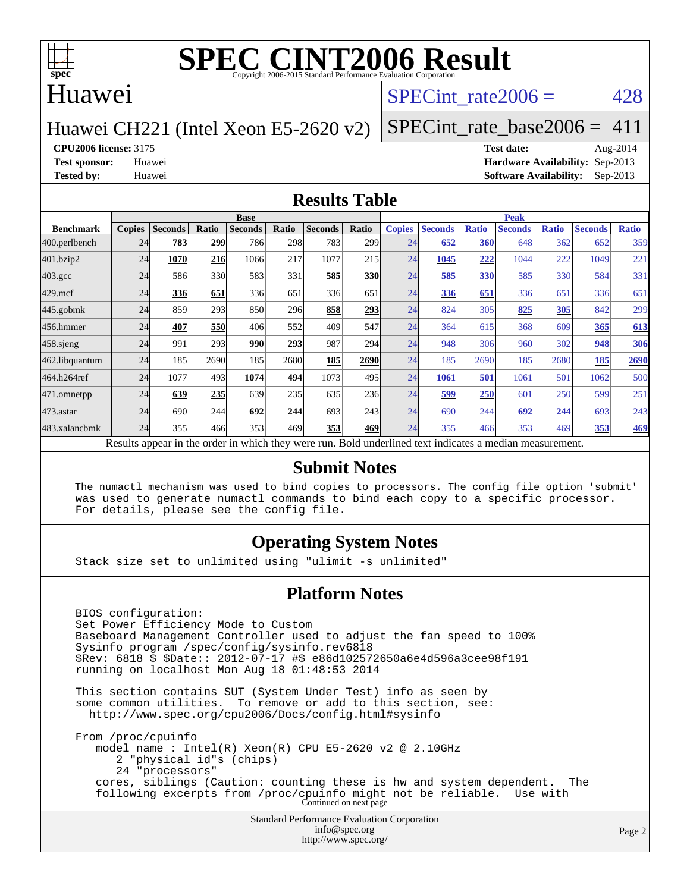# SPEC CINT2006 Result

Copyright 2006-2015 Standard Performance Evaluation Corporation

## Huawei

Huawei CH221 (Intel Xeon E5-2620 v2)

SPECint_rate2006 = 428

SPECint_rate_base2006 = 411

**CPU2006 license:** 3175
**Test sponsor:** Huawei
**Tested by:** Huawei

**Test date:** Aug-2014
**Hardware Availability:** Sep-2013
**Software Availability:** Sep-2013

## Results Table

| Benchmark | Base | | | | | | | Peak | | | | | | |
|---|---|---|---|---|---|---|---|---|---|---|---|---|---|---|
| | Copies | Seconds | Ratio | Seconds | Ratio | Seconds | Ratio | Copies | Seconds | Ratio | Seconds | Ratio | Seconds | Ratio |
| 400.perlbench | 24 | **783** | **299** | 786 | 298 | 783 | 299 | 24 | **652** | **360** | 648 | 362 | 652 | 359 |
| 401.bzip2 | 24 | **1070** | **216** | 1066 | 217 | 1077 | 215 | 24 | **1045** | **222** | 1044 | 222 | 1049 | 221 |
| 403.gcc | 24 | 586 | 330 | 583 | 331 | **585** | **330** | 24 | **585** | **330** | 585 | 330 | 584 | 331 |
| 429.mcf | 24 | **336** | **651** | 336 | 651 | 336 | 651 | 24 | **336** | **651** | 336 | 651 | 336 | 651 |
| 445.gobmk | 24 | 859 | 293 | 850 | 296 | **858** | **293** | 24 | 824 | 305 | **825** | **305** | 842 | 299 |
| 456.hmmer | 24 | **407** | **550** | 406 | 552 | 409 | 547 | 24 | 364 | 615 | 368 | 609 | **365** | **613** |
| 458.sjeng | 24 | 991 | 293 | **990** | **293** | 987 | 294 | 24 | 948 | 306 | 960 | 302 | **948** | **306** |
| 462.libquantum | 24 | 185 | 2690 | 185 | 2680 | **185** | **2690** | 24 | 185 | 2690 | 185 | 2680 | **185** | **2690** |
| 464.h264ref | 24 | 1077 | 493 | **1074** | **494** | 1073 | 495 | 24 | **1061** | **501** | 1061 | 501 | 1062 | 500 |
| 471.omnetpp | 24 | **639** | **235** | 639 | 235 | 635 | 236 | 24 | **599** | **250** | 601 | 250 | 599 | 251 |
| 473.astar | 24 | 690 | 244 | **692** | **244** | 693 | 243 | 24 | 690 | 244 | **692** | **244** | 693 | 243 |
| 483.xalancbmk | 24 | 355 | 466 | 353 | 469 | **353** | **469** | 24 | 355 | 466 | 353 | 469 | **353** | **469** |

Results appear in the order in which they were run. Bold underlined text indicates a median measurement.

## Submit Notes

```
The numactl mechanism was used to bind copies to processors. The config file option 'submit'
was used to generate numactl commands to bind each copy to a specific processor.
For details, please see the config file.
```

## Operating System Notes

```
Stack size set to unlimited using "ulimit -s unlimited"
```

## Platform Notes

```
BIOS configuration:
Set Power Efficiency Mode to Custom
Baseboard Management Controller used to adjust the fan speed to 100%
Sysinfo program /spec/config/sysinfo.rev6818
$Rev: 6818 $ $Date:: 2012-07-17 #$ e86d102572650a6e4d596a3cee98f191
running on localhost Mon Aug 18 01:48:53 2014

This section contains SUT (System Under Test) info as seen by
some common utilities.  To remove or add to this section, see:
  http://www.spec.org/cpu2006/Docs/config.html#sysinfo

From /proc/cpuinfo
   model name : Intel(R) Xeon(R) CPU E5-2620 v2 @ 2.10GHz
      2 "physical id"s (chips)
      24 "processors"
   cores, siblings (Caution: counting these is hw and system dependent.  The
   following excerpts from /proc/cpuinfo might not be reliable.  Use with
```

Continued on next page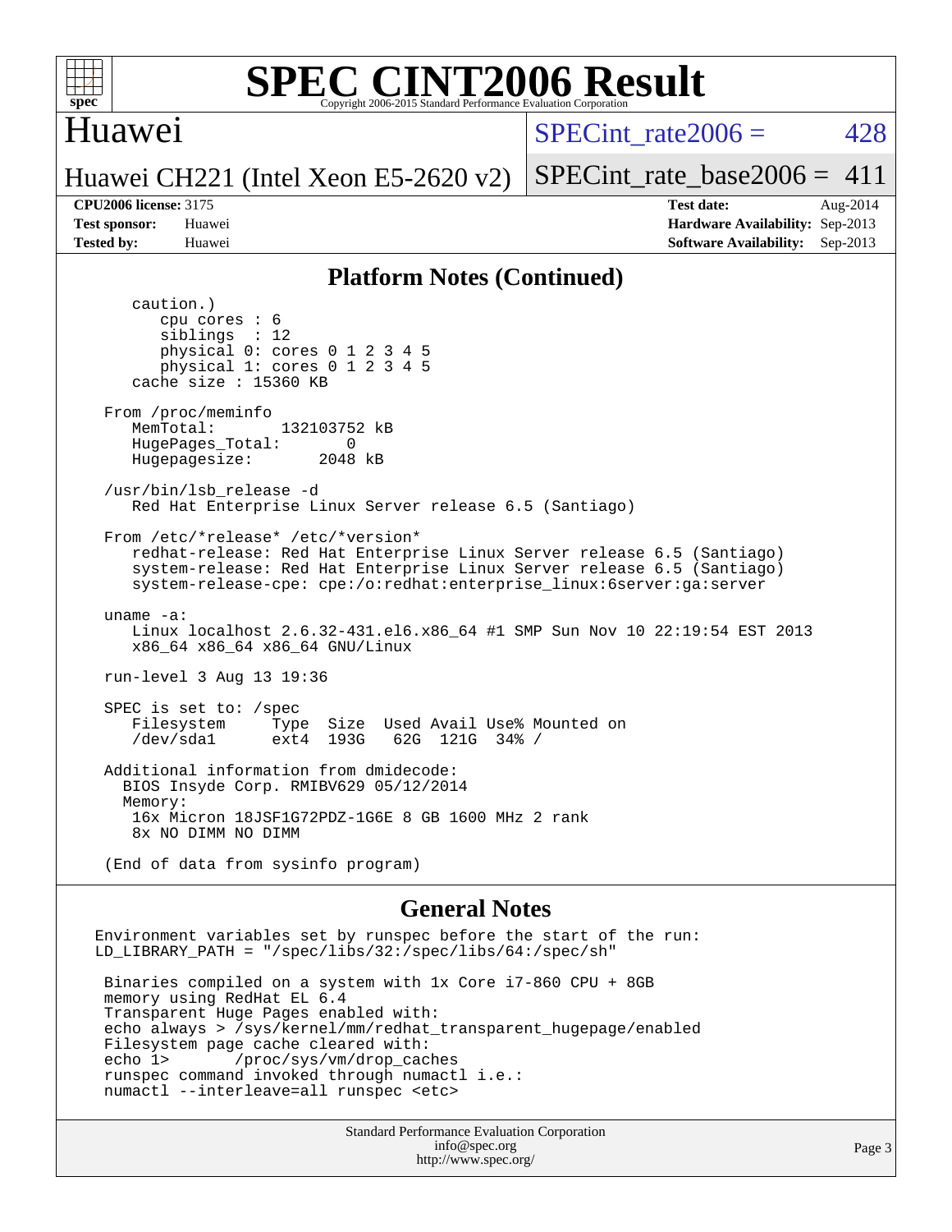# SPEC CINT2006 Result

Copyright 2006-2015 Standard Performance Evaluation Corporation

## Huawei

Huawei CH221 (Intel Xeon E5-2620 v2)

SPECint_rate2006 = 428

SPECint_rate_base2006 = 411

**CPU2006 license:** 3175

**Test sponsor:** Huawei

**Tested by:** Huawei

**Test date:** Aug-2014

**Hardware Availability:** Sep-2013

**Software Availability:** Sep-2013

## Platform Notes (Continued)

```
    caution.)
       cpu cores : 6
       siblings  : 12
       physical 0: cores 0 1 2 3 4 5
       physical 1: cores 0 1 2 3 4 5
    cache size : 15360 KB

 From /proc/meminfo
    MemTotal:       132103752 kB
    HugePages_Total:       0
    Hugepagesize:       2048 kB

 /usr/bin/lsb_release -d
    Red Hat Enterprise Linux Server release 6.5 (Santiago)

 From /etc/*release* /etc/*version*
    redhat-release: Red Hat Enterprise Linux Server release 6.5 (Santiago)
    system-release: Red Hat Enterprise Linux Server release 6.5 (Santiago)
    system-release-cpe: cpe:/o:redhat:enterprise_linux:6server:ga:server

 uname -a:
    Linux localhost 2.6.32-431.el6.x86_64 #1 SMP Sun Nov 10 22:19:54 EST 2013
    x86_64 x86_64 x86_64 GNU/Linux

 run-level 3 Aug 13 19:36

 SPEC is set to: /spec
    Filesystem     Type  Size  Used Avail Use% Mounted on
    /dev/sda1      ext4  193G   62G  121G  34% /

 Additional information from dmidecode:
   BIOS Insyde Corp. RMIBV629 05/12/2014
   Memory:
    16x Micron 18JSF1G72PDZ-1G6E 8 GB 1600 MHz 2 rank
    8x NO DIMM NO DIMM

 (End of data from sysinfo program)
```

## General Notes

```
Environment variables set by runspec before the start of the run:
LD_LIBRARY_PATH = "/spec/libs/32:/spec/libs/64:/spec/sh"

 Binaries compiled on a system with 1x Core i7-860 CPU + 8GB
 memory using RedHat EL 6.4
 Transparent Huge Pages enabled with:
 echo always > /sys/kernel/mm/redhat_transparent_hugepage/enabled
 Filesystem page cache cleared with:
 echo 1>       /proc/sys/vm/drop_caches
 runspec command invoked through numactl i.e.:
 numactl --interleave=all runspec <etc>
```

Standard Performance Evaluation Corporation
info@spec.org
http://www.spec.org/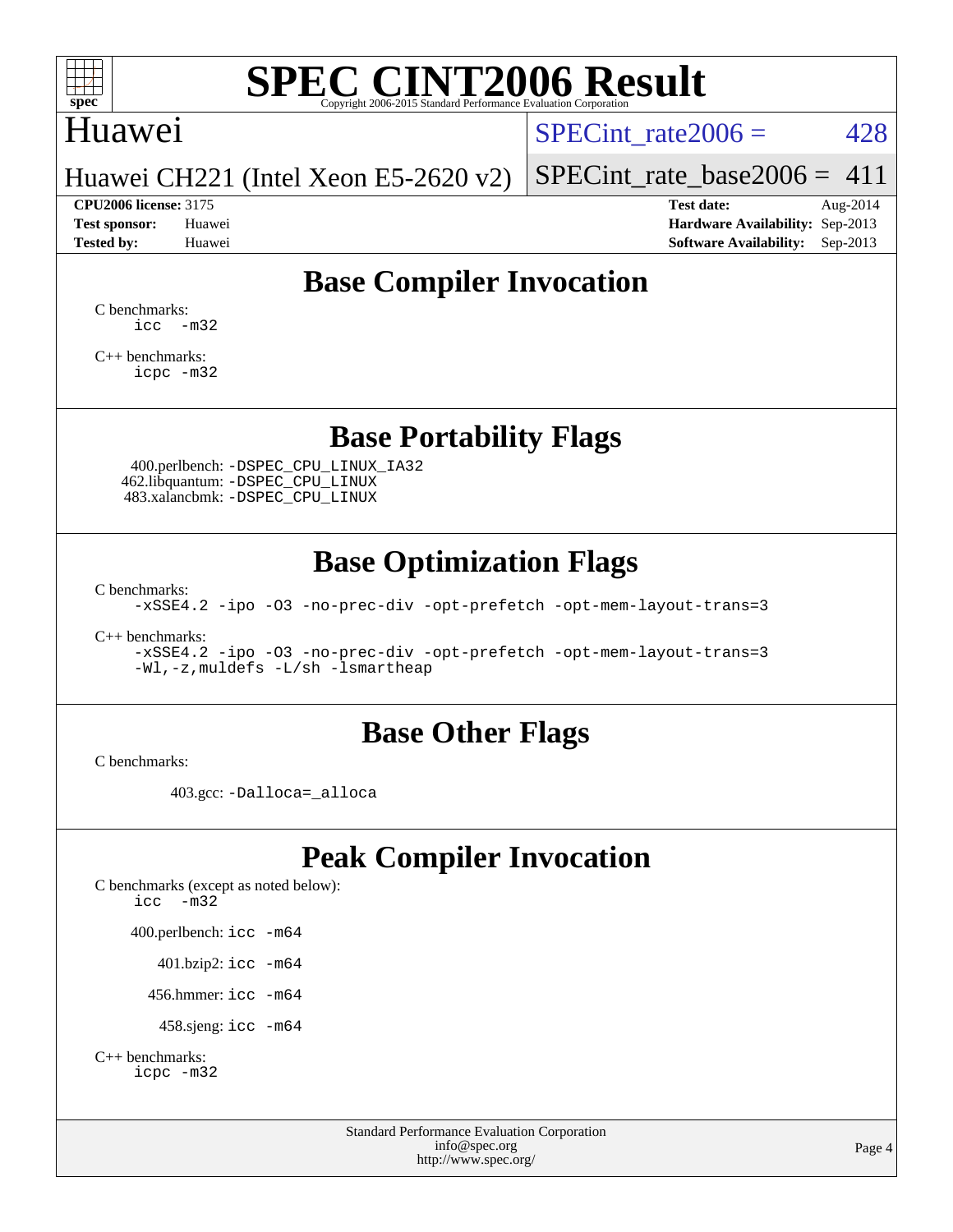# SPEC CINT2006 Result

Copyright 2006-2015 Standard Performance Evaluation Corporation

## Huawei

Huawei CH221 (Intel Xeon E5-2620 v2)

SPECint_rate2006 = 428

SPECint_rate_base2006 = 411

| | | | |
|---|---|---|---|
| **CPU2006 license:** 3175 | | **Test date:** | Aug-2014 |
| **Test sponsor:** | Huawei | **Hardware Availability:** | Sep-2013 |
| **Tested by:** | Huawei | **Software Availability:** | Sep-2013 |

## Base Compiler Invocation

C benchmarks:

```
icc  -m32
```

C++ benchmarks:

```
icpc -m32
```

## Base Portability Flags

400.perlbench: `-DSPEC_CPU_LINUX_IA32`
462.libquantum: `-DSPEC_CPU_LINUX`
483.xalancbmk: `-DSPEC_CPU_LINUX`

## Base Optimization Flags

C benchmarks:

```
-xSSE4.2 -ipo -O3 -no-prec-div -opt-prefetch -opt-mem-layout-trans=3
```

C++ benchmarks:

```
-xSSE4.2 -ipo -O3 -no-prec-div -opt-prefetch -opt-mem-layout-trans=3
-Wl,-z,muldefs -L/sh -lsmartheap
```

## Base Other Flags

C benchmarks:

403.gcc: `-Dalloca=_alloca`

## Peak Compiler Invocation

C benchmarks (except as noted below):

```
icc  -m32
```

400.perlbench: `icc -m64`

401.bzip2: `icc -m64`

456.hmmer: `icc -m64`

458.sjeng: `icc -m64`

C++ benchmarks:

```
icpc -m32
```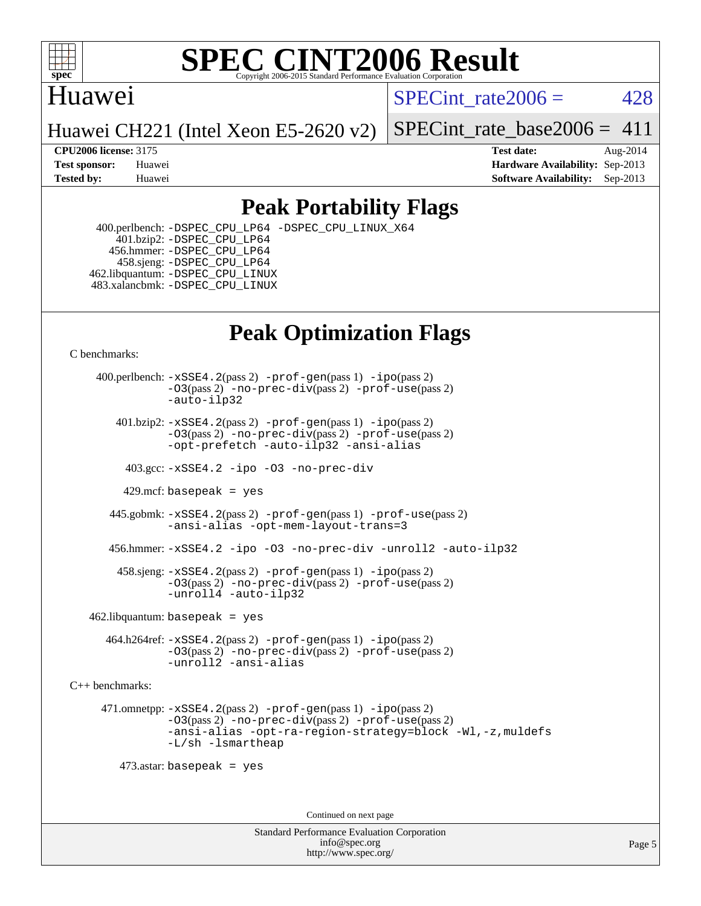# SPEC CINT2006 Result

Copyright 2006-2015 Standard Performance Evaluation Corporation

Huawei

Huawei CH221 (Intel Xeon E5-2620 v2)

SPECint_rate2006 = 428

SPECint_rate_base2006 = 411

| | | | |
|---|---|---|---|
| **CPU2006 license:** | 3175 | **Test date:** | Aug-2014 |
| **Test sponsor:** | Huawei | **Hardware Availability:** | Sep-2013 |
| **Tested by:** | Huawei | **Software Availability:** | Sep-2013 |

## Peak Portability Flags

400.perlbench: `-DSPEC_CPU_LP64 -DSPEC_CPU_LINUX_X64`
401.bzip2: `-DSPEC_CPU_LP64`
456.hmmer: `-DSPEC_CPU_LP64`
458.sjeng: `-DSPEC_CPU_LP64`
462.libquantum: `-DSPEC_CPU_LINUX`
483.xalancbmk: `-DSPEC_CPU_LINUX`

## Peak Optimization Flags

C benchmarks:

400.perlbench: `-xSSE4.2`(pass 2) `-prof-gen`(pass 1) `-ipo`(pass 2) `-O3`(pass 2) `-no-prec-div`(pass 2) `-prof-use`(pass 2) `-auto-ilp32`

401.bzip2: `-xSSE4.2`(pass 2) `-prof-gen`(pass 1) `-ipo`(pass 2) `-O3`(pass 2) `-no-prec-div`(pass 2) `-prof-use`(pass 2) `-opt-prefetch -auto-ilp32 -ansi-alias`

403.gcc: `-xSSE4.2 -ipo -O3 -no-prec-div`

429.mcf: `basepeak = yes`

445.gobmk: `-xSSE4.2`(pass 2) `-prof-gen`(pass 1) `-prof-use`(pass 2) `-ansi-alias -opt-mem-layout-trans=3`

456.hmmer: `-xSSE4.2 -ipo -O3 -no-prec-div -unroll2 -auto-ilp32`

458.sjeng: `-xSSE4.2`(pass 2) `-prof-gen`(pass 1) `-ipo`(pass 2) `-O3`(pass 2) `-no-prec-div`(pass 2) `-prof-use`(pass 2) `-unroll4 -auto-ilp32`

462.libquantum: `basepeak = yes`

464.h264ref: `-xSSE4.2`(pass 2) `-prof-gen`(pass 1) `-ipo`(pass 2) `-O3`(pass 2) `-no-prec-div`(pass 2) `-prof-use`(pass 2) `-unroll2 -ansi-alias`

C++ benchmarks:

471.omnetpp: `-xSSE4.2`(pass 2) `-prof-gen`(pass 1) `-ipo`(pass 2) `-O3`(pass 2) `-no-prec-div`(pass 2) `-prof-use`(pass 2) `-ansi-alias -opt-ra-region-strategy=block -Wl,-z,muldefs -L/sh -lsmartheap`

473.astar: `basepeak = yes`

Continued on next page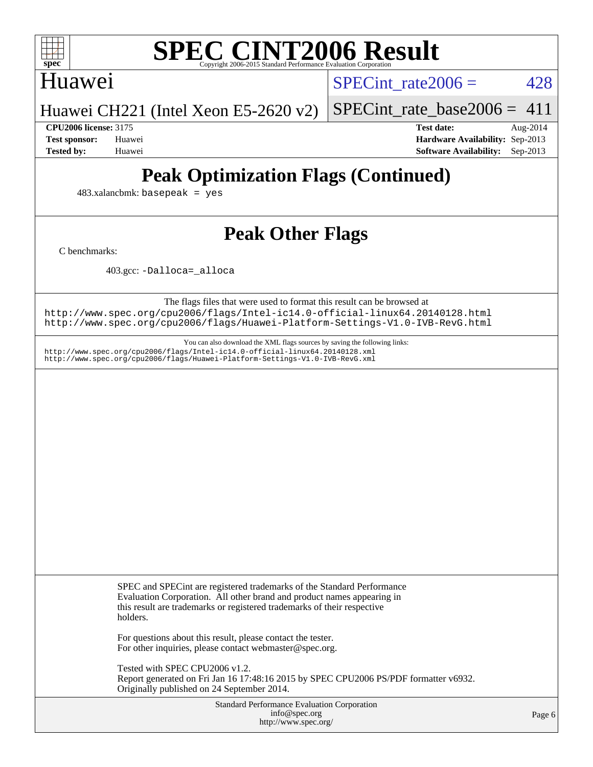## Peak Optimization Flags (Continued)

483.xalancbmk: basepeak = yes

## Peak Other Flags

C benchmarks:

403.gcc: -Dalloca=_alloca

The flags files that were used to format this result can be browsed at
http://www.spec.org/cpu2006/flags/Intel-ic14.0-official-linux64.20140128.html
http://www.spec.org/cpu2006/flags/Huawei-Platform-Settings-V1.0-IVB-RevG.html

You can also download the XML flags sources by saving the following links:
http://www.spec.org/cpu2006/flags/Intel-ic14.0-official-linux64.20140128.xml
http://www.spec.org/cpu2006/flags/Huawei-Platform-Settings-V1.0-IVB-RevG.xml

SPEC and SPECint are registered trademarks of the Standard Performance Evaluation Corporation. All other brand and product names appearing in this result are trademarks or registered trademarks of their respective holders.

For questions about this result, please contact the tester.
For other inquiries, please contact webmaster@spec.org.

Tested with SPEC CPU2006 v1.2.
Report generated on Fri Jan 16 17:48:16 2015 by SPEC CPU2006 PS/PDF formatter v6932.
Originally published on 24 September 2014.